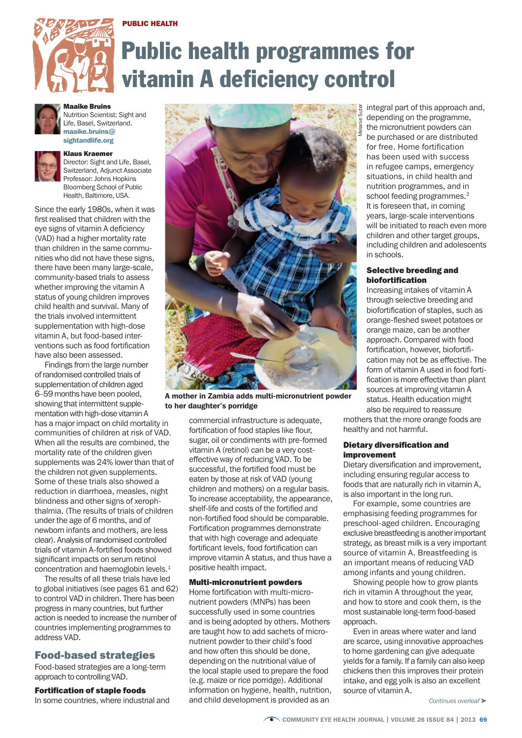PUBLIC HEALTH

# Public health programmes for vitamin A deficiency control

**Maaike Bruins**
Nutrition Scientist: Sight and Life, Basel, Switzerland. **maaike.bruins@sightandlife.org**

**Klaus Kraemer**
Director: Sight and Life, Basel, Switzerland, Adjunct Associate Professor: Johns Hopkins Bloomberg School of Public Health, Baltimore, USA.

Since the early 1980s, when it was first realised that children with the eye signs of vitamin A deficiency (VAD) had a higher mortality rate than children in the same communities who did not have these signs, there have been many large-scale, community-based trials to assess whether improving the vitamin A status of young children improves child health and survival. Many of the trials involved intermittent supplementation with high-dose vitamin A, but food-based interventions such as food fortification have also been assessed.

Findings from the large number of randomised controlled trials of supplementation of children aged 6–59 months have been pooled, showing that intermittent supplementation with high-dose vitamin A has a major impact on child mortality in communities of children at risk of VAD. When all the results are combined, the mortality rate of the children given supplements was 24% lower than that of the children not given supplements. Some of these trials also showed a reduction in diarrhoea, measles, night blindness and other signs of xerophthalmia. (The results of trials of children under the age of 6 months, and of newborn infants and mothers, are less clear). Analysis of randomised controlled trials of vitamin A-fortified foods showed significant impacts on serum retinol concentration and haemoglobin levels.[1]

The results of all these trials have led to global initiatives (see pages 61 and 62) to control VAD in children. There has been progress in many countries, but further action is needed to increase the number of countries implementing programmes to address VAD.

Melanie Suter

A mother in Zambia adds multi-micronutrient powder to her daughter's porridge

## Food-based strategies

Food-based strategies are a long-term approach to controlling VAD.

### Fortification of staple foods

In some countries, where industrial and commercial infrastructure is adequate, fortification of food staples like flour, sugar, oil or condiments with pre-formed vitamin A (retinol) can be a very cost-effective way of reducing VAD. To be successful, the fortified food must be eaten by those at risk of VAD (young children and mothers) on a regular basis. To increase acceptability, the appearance, shelf-life and costs of the fortified and non-fortified food should be comparable. Fortification programmes demonstrate that with high coverage and adequate fortificant levels, food fortification can improve vitamin A status, and thus have a positive health impact.

### Multi-micronutrient powders

Home fortification with multi-micronutrient powders (MNPs) has been successfully used in some countries and is being adopted by others. Mothers are taught how to add sachets of micronutrient powder to their child's food and how often this should be done, depending on the nutritional value of the local staple used to prepare the food (e.g. maize or rice porridge). Additional information on hygiene, health, nutrition, and child development is provided as an integral part of this approach and, depending on the programme, the micronutrient powders can be purchased or are distributed for free. Home fortification has been used with success in refugee camps, emergency situations, in child health and nutrition programmes, and in school feeding programmes.[2] It is foreseen that, in coming years, large-scale interventions will be initiated to reach even more children and other target groups, including children and adolescents in schools.

### Selective breeding and biofortification

Increasing intakes of vitamin A through selective breeding and biofortification of staples, such as orange-fleshed sweet potatoes or orange maize, can be another approach. Compared with food fortification, however, biofortification may not be as effective. The form of vitamin A used in food fortification is more effective than plant sources at improving vitamin A status. Health education might also be required to reassure mothers that the more orange foods are healthy and not harmful.

### Dietary diversification and improvement

Dietary diversification and improvement, including ensuring regular access to foods that are naturally rich in vitamin A, is also important in the long run.

For example, some countries are emphasising feeding programmes for preschool-aged children. Encouraging exclusive breastfeeding is another important strategy, as breast milk is a very important source of vitamin A. Breastfeeding is an important means of reducing VAD among infants and young children.

Showing people how to grow plants rich in vitamin A throughout the year, and how to store and cook them, is the most sustainable long-term food-based approach.

Even in areas where water and land are scarce, using innovative approaches to home gardening can give adequate yields for a family. If a family can also keep chickens then this improves their protein intake, and egg yolk is also an excellent source of vitamin A.

*Continues overleaf ➤*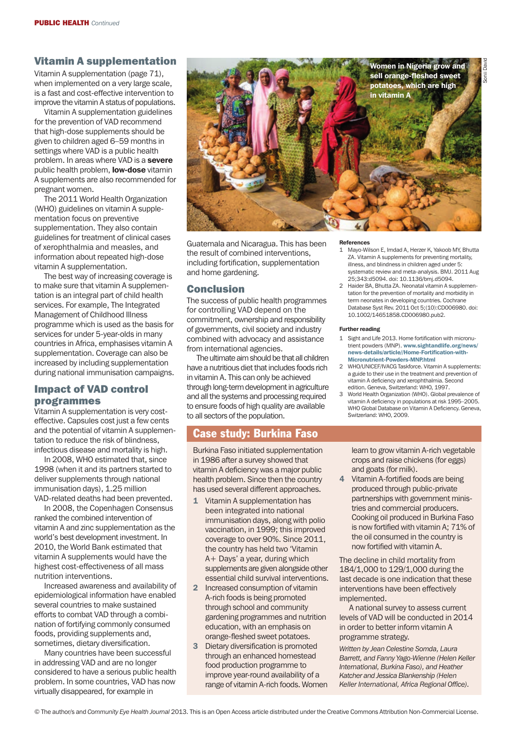## Vitamin A supplementation

Vitamin A supplementation (page 71), when implemented on a very large scale, is a fast and cost-effective intervention to improve the vitamin A status of populations.

Vitamin A supplementation guidelines for the prevention of VAD recommend that high-dose supplements should be given to children aged 6–59 months in settings where VAD is a public health problem. In areas where VAD is a **severe** public health problem, **low-dose** vitamin A supplements are also recommended for pregnant women.

The 2011 World Health Organization (WHO) guidelines on vitamin A supplementation focus on preventive supplementation. They also contain guidelines for treatment of clinical cases of xerophthalmia and measles, and information about repeated high-dose vitamin A supplementation.

The best way of increasing coverage is to make sure that vitamin A supplementation is an integral part of child health services. For example, The Integrated Management of Childhood Illness programme which is used as the basis for services for under 5-year-olds in many countries in Africa, emphasises vitamin A supplementation. Coverage can also be increased by including supplementation during national immunisation campaigns.

## Impact of VAD control programmes

Vitamin A supplementation is very cost-effective. Capsules cost just a few cents and the potential of vitamin A supplementation to reduce the risk of blindness, infectious disease and mortality is high.

In 2008, WHO estimated that, since 1998 (when it and its partners started to deliver supplements through national immunisation days), 1.25 million VAD-related deaths had been prevented.

In 2008, the Copenhagen Consensus ranked the combined intervention of vitamin A and zinc supplementation as the world's best development investment. In 2010, the World Bank estimated that vitamin A supplements would have the highest cost-effectiveness of all mass nutrition interventions.

Increased awareness and availability of epidemiological information have enabled several countries to make sustained efforts to combat VAD through a combination of fortifying commonly consumed foods, providing supplements and, sometimes, dietary diversification.

Many countries have been successful in addressing VAD and are no longer considered to have a serious public health problem. In some countries, VAD has now virtually disappeared, for example in Guatemala and Nicaragua. This has been the result of combined interventions, including fortification, supplementation and home gardening.

Women in Nigeria grow and sell orange-fleshed sweet potatoes, which are high in vitamin A

Sonii David

## Conclusion

The success of public health programmes for controlling VAD depend on the commitment, ownership and responsibility of governments, civil society and industry combined with advocacy and assistance from international agencies.

The ultimate aim should be that all children have a nutritious diet that includes foods rich in vitamin A. This can only be achieved through long-term development in agriculture and all the systems and processing required to ensure foods of high quality are available to all sectors of the population.

#### References

1. Mayo-Wilson E, Imdad A, Herzer K, Yakoob MY, Bhutta ZA. Vitamin A supplements for preventing mortality, illness, and blindness in children aged under 5: systematic review and meta-analysis. BMJ. 2011 Aug 25;343:d5094. doi: 10.1136/bmj.d5094.
2. Haider BA, Bhutta ZA. Neonatal vitamin A supplementation for the prevention of mortality and morbidity in term neonates in developing countries. Cochrane Database Syst Rev. 2011 Oct 5;(10):CD006980. doi: 10.1002/14651858.CD006980.pub2.

#### Further reading

1. Sight and Life 2013. Home fortification with micronutrient powders (MNP). www.sightandlife.org/news/news-details/article//Home-Fortification-with-Micronutrient-Powders-MNP.html
2. WHO/UNICEF/IVACG Taskforce. Vitamin A supplements: a guide to their use in the treatment and prevention of vitamin A deficiency and xerophthalmia. Second edition. Geneva, Switzerland: WHO, 1997.
3. World Health Organization (WHO). Global prevalence of vitamin A deficiency in populations at risk 1995–2005. WHO Global Database on Vitamin A Deficiency. Geneva, Switzerland: WHO, 2009.

## Case study: Burkina Faso

Burkina Faso initiated supplementation in 1986 after a survey showed that vitamin A deficiency was a major public health problem. Since then the country has used several different approaches.

1. Vitamin A supplementation has been integrated into national immunisation days, along with polio vaccination, in 1999; this improved coverage to over 90%. Since 2011, the country has held two 'Vitamin A+ Days' a year, during which supplements are given alongside other essential child survival interventions.
2. Increased consumption of vitamin A-rich foods is being promoted through school and community gardening programmes and nutrition education, with an emphasis on orange-fleshed sweet potatoes.
3. Dietary diversification is promoted through an enhanced homestead food production programme to improve year-round availability of a range of vitamin A-rich foods. Women learn to grow vitamin A-rich vegetable crops and raise chickens (for eggs) and goats (for milk).
4. Vitamin A-fortified foods are being produced through public-private partnerships with government ministries and commercial producers. Cooking oil produced in Burkina Faso is now fortified with vitamin A; 71% of the oil consumed in the country is now fortified with vitamin A.

The decline in child mortality from 184/1,000 to 129/1,000 during the last decade is one indication that these interventions have been effectively implemented.

A national survey to assess current levels of VAD will be conducted in 2014 in order to better inform vitamin A programme strategy.

*Written by Jean Celestine Somda, Laura Barrett, and Fanny Yago-Wienne (Helen Keller International, Burkina Faso), and Heather Katcher and Jessica Blankenship (Helen Keller International, Africa Regional Office).*

© The author/s and *Community Eye Health Journal* 2013. This is an Open Access article distributed under the Creative Commons Attribution Non-Commercial License.